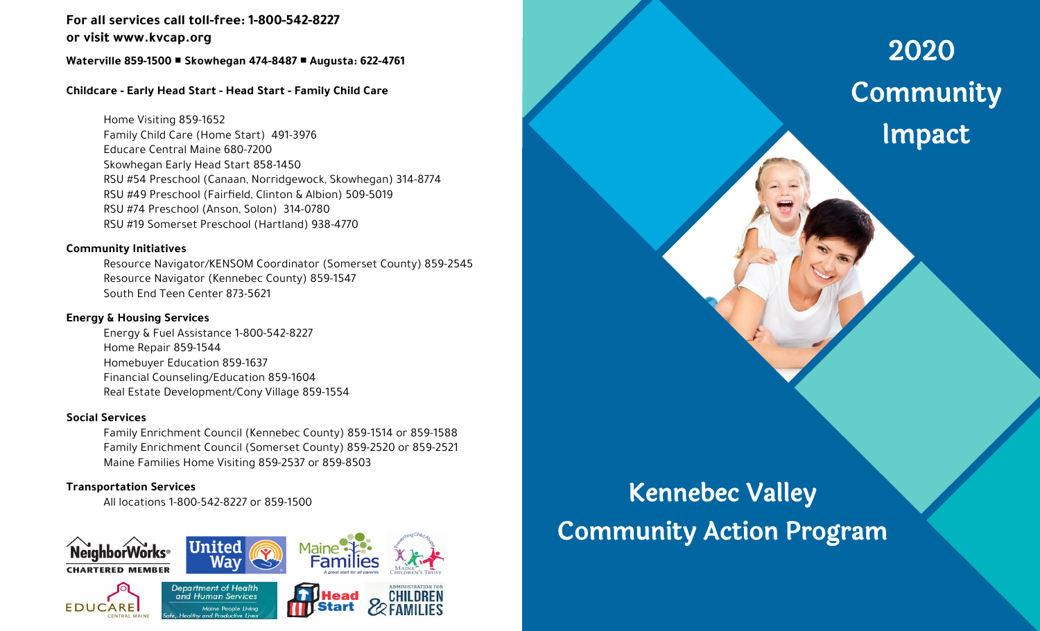**For all services call toll-free: 1-800-542-8227**
**or visit www.kvcap.org**

**Waterville 859-1500 ■ Skowhegan 474-8487 ■ Augusta: 622-4761**

**Childcare - Early Head Start - Head Start - Family Child Care**

- Home Visiting 859-1652
- Family Child Care (Home Start) 491-3976
- Educare Central Maine 680-7200
- Skowhegan Early Head Start 858-1450
- RSU #54 Preschool (Canaan, Norridgewock, Skowhegan) 314-8774
- RSU #49 Preschool (Fairfield, Clinton & Albion) 509-5019
- RSU #74 Preschool (Anson, Solon) 314-0780
- RSU #19 Somerset Preschool (Hartland) 938-4770

**Community Initiatives**

- Resource Navigator/KENSOM Coordinator (Somerset County) 859-2545
- Resource Navigator (Kennebec County) 859-1547
- South End Teen Center 873-5621

**Energy & Housing Services**

- Energy & Fuel Assistance 1-800-542-8227
- Home Repair 859-1544
- Homebuyer Education 859-1637
- Financial Counseling/Education 859-1604
- Real Estate Development/Cony Village 859-1554

**Social Services**

- Family Enrichment Council (Kennebec County) 859-1514 or 859-1588
- Family Enrichment Council (Somerset County) 859-2520 or 859-2521
- Maine Families Home Visiting 859-2537 or 859-8503

**Transportation Services**

- All locations 1-800-542-8227 or 859-1500

NeighborWorks® CHARTERED MEMBER · United Way · Maine Families · Maine Children's Trust · Educare Central Maine · Department of Health and Human Services · Head Start · Administration for Children & Families

# 2020 Community Impact

## Kennebec Valley Community Action Program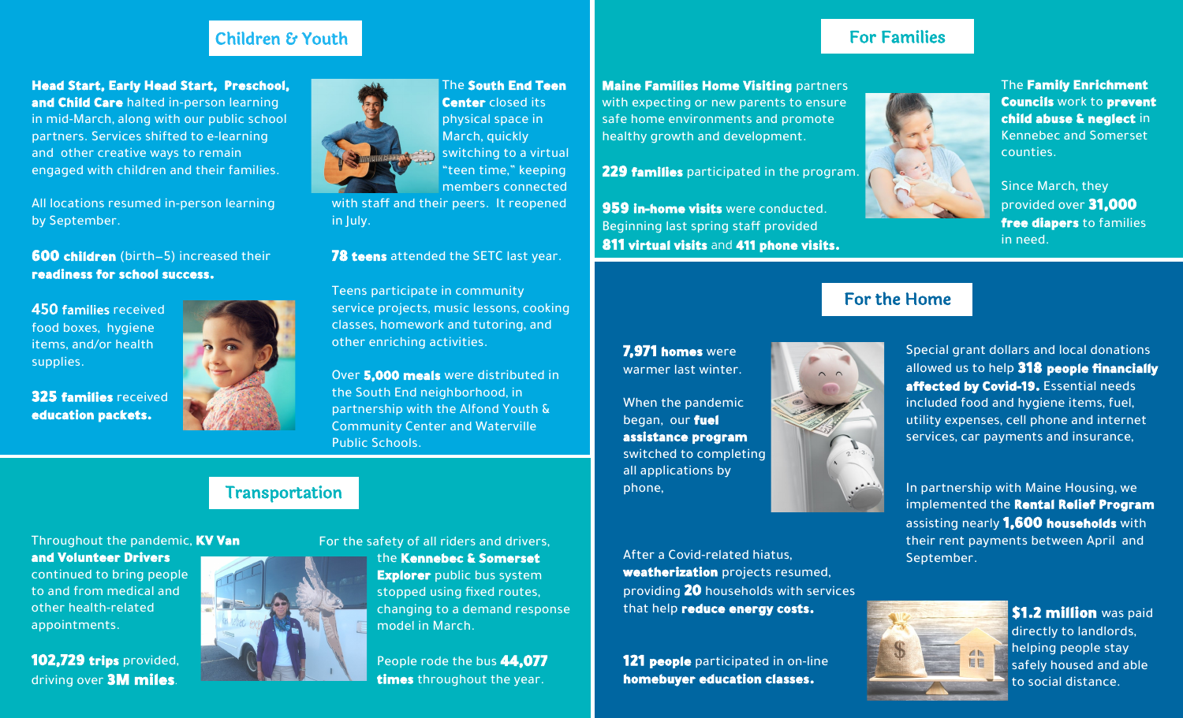## Children & Youth

**Head Start, Early Head Start, Preschool, and Child Care** halted in-person learning in mid-March, along with our public school partners. Services shifted to e-learning and other creative ways to remain engaged with children and their families.

All locations resumed in-person learning by September.

**600 children** (birth–5) increased their **readiness for school success.**

**450 families** received food boxes, hygiene items, and/or health supplies.

**325 families** received **education packets.**

The **South End Teen Center** closed its physical space in March, quickly switching to a virtual "teen time," keeping members connected with staff and their peers. It reopened in July.

**78 teens** attended the SETC last year.

Teens participate in community service projects, music lessons, cooking classes, homework and tutoring, and other enriching activities.

Over **5,000 meals** were distributed in the South End neighborhood, in partnership with the Alfond Youth & Community Center and Waterville Public Schools.

## Transportation

Throughout the pandemic, **KV Van and Volunteer Drivers** continued to bring people to and from medical and other health-related appointments.

**102,729 trips** provided, driving over **3M miles**.

For the safety of all riders and drivers, the **Kennebec & Somerset Explorer** public bus system stopped using fixed routes, changing to a demand response model in March.

People rode the bus **44,077 times** throughout the year.

## For Families

**Maine Families Home Visiting** partners with expecting or new parents to ensure safe home environments and promote healthy growth and development.

**229 families** participated in the program.

**959 in-home visits** were conducted. Beginning last spring staff provided **811 virtual visits** and **411 phone visits.**

The **Family Enrichment Councils** work to **prevent child abuse & neglect** in Kennebec and Somerset counties.

Since March, they provided over **31,000 free diapers** to families in need.

## For the Home

**7,971 homes** were warmer last winter.

When the pandemic began, our **fuel assistance program** switched to completing all applications by phone,

After a Covid-related hiatus, **weatherization** projects resumed, providing **20** households with services that help **reduce energy costs.**

**121 people** participated in on-line **homebuyer education classes.**

Special grant dollars and local donations allowed us to help **318 people financially affected by Covid-19.** Essential needs included food and hygiene items, fuel, utility expenses, cell phone and internet services, car payments and insurance,

In partnership with Maine Housing, we implemented the **Rental Relief Program** assisting nearly **1,600 households** with their rent payments between April and September.

**$1.2 million** was paid directly to landlords, helping people stay safely housed and able to social distance.